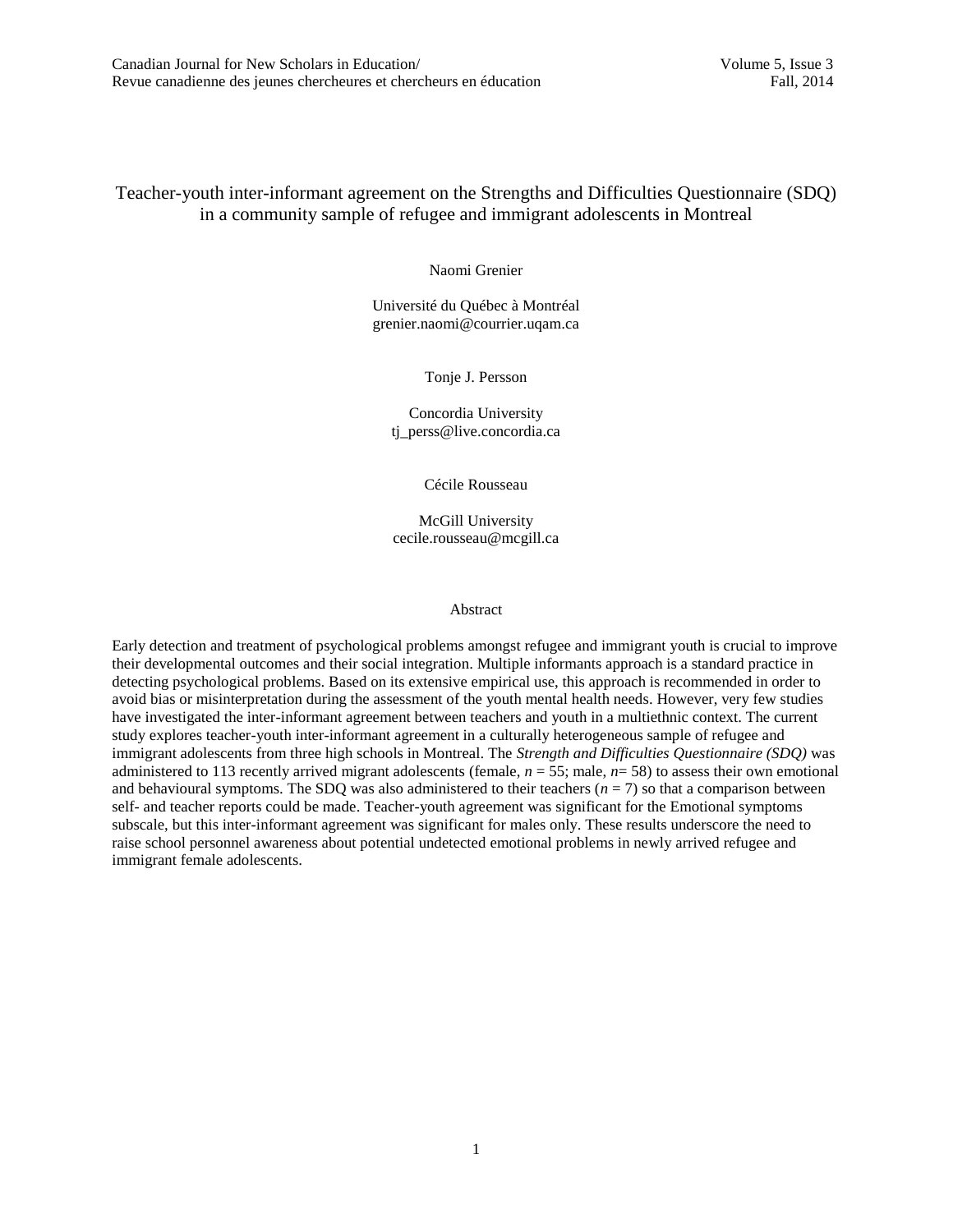# Teacher-youth inter-informant agreement on the Strengths and Difficulties Questionnaire (SDQ) in a community sample of refugee and immigrant adolescents in Montreal

Naomi Grenier

Université du Québec à Montréal
grenier.naomi@courrier.uqam.ca

Tonje J. Persson

Concordia University
tj_perss@live.concordia.ca

Cécile Rousseau

McGill University
cecile.rousseau@mcgill.ca

## Abstract

Early detection and treatment of psychological problems amongst refugee and immigrant youth is crucial to improve their developmental outcomes and their social integration. Multiple informants approach is a standard practice in detecting psychological problems. Based on its extensive empirical use, this approach is recommended in order to avoid bias or misinterpretation during the assessment of the youth mental health needs. However, very few studies have investigated the inter-informant agreement between teachers and youth in a multiethnic context. The current study explores teacher-youth inter-informant agreement in a culturally heterogeneous sample of refugee and immigrant adolescents from three high schools in Montreal. The *Strength and Difficulties Questionnaire (SDQ)* was administered to 113 recently arrived migrant adolescents (female, $n$ = 55; male, $n$= 58) to assess their own emotional and behavioural symptoms. The SDQ was also administered to their teachers ($n$ = 7) so that a comparison between self- and teacher reports could be made. Teacher-youth agreement was significant for the Emotional symptoms subscale, but this inter-informant agreement was significant for males only. These results underscore the need to raise school personnel awareness about potential undetected emotional problems in newly arrived refugee and immigrant female adolescents.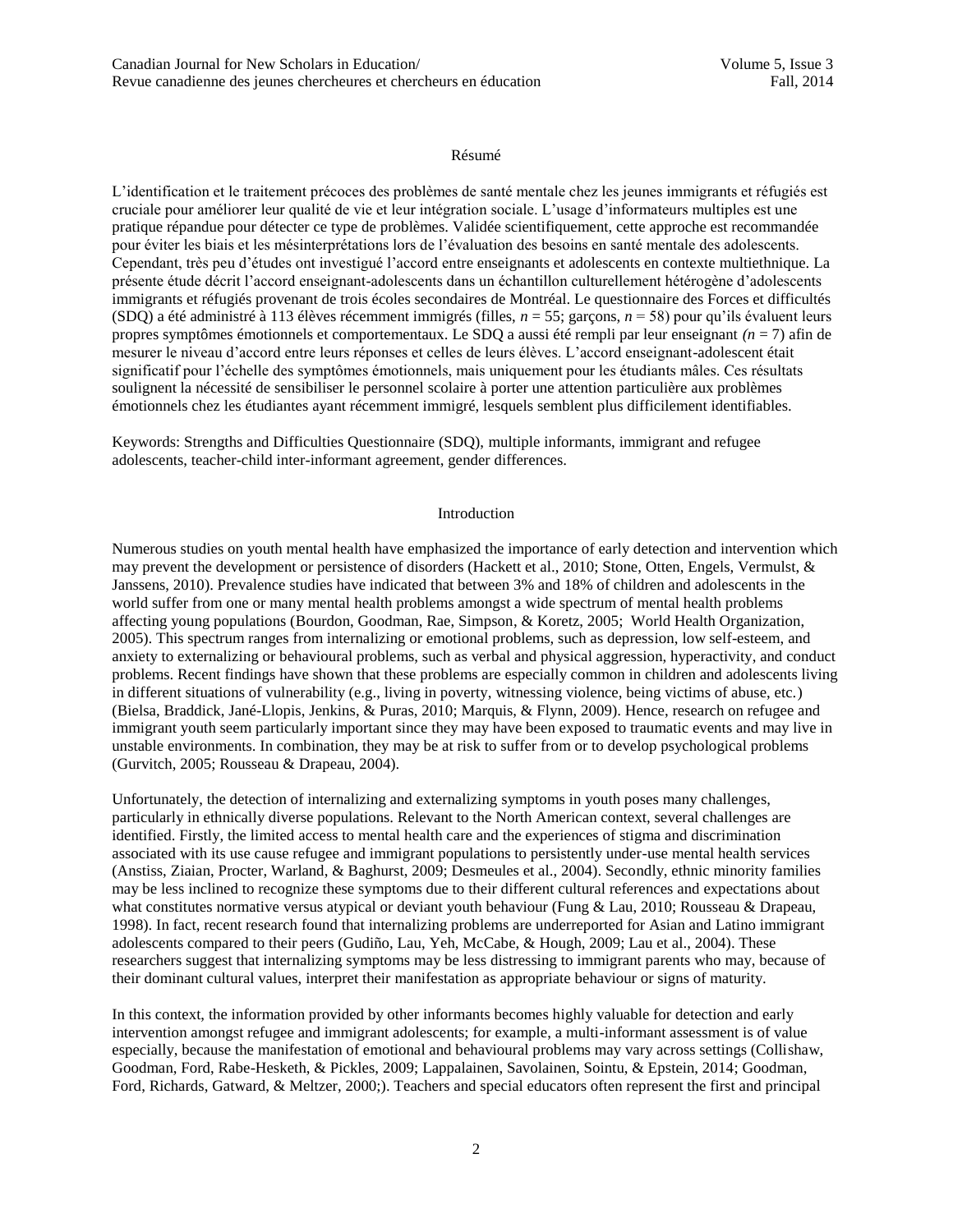## Résumé

L'identification et le traitement précoces des problèmes de santé mentale chez les jeunes immigrants et réfugiés est cruciale pour améliorer leur qualité de vie et leur intégration sociale. L'usage d'informateurs multiples est une pratique répandue pour détecter ce type de problèmes. Validée scientifiquement, cette approche est recommandée pour éviter les biais et les mésinterprétations lors de l'évaluation des besoins en santé mentale des adolescents. Cependant, très peu d'études ont investigué l'accord entre enseignants et adolescents en contexte multiethnique. La présente étude décrit l'accord enseignant-adolescents dans un échantillon culturellement hétérogène d'adolescents immigrants et réfugiés provenant de trois écoles secondaires de Montréal. Le questionnaire des Forces et difficultés (SDQ) a été administré à 113 élèves récemment immigrés (filles, $n$ = 55; garçons, $n$ = 58) pour qu'ils évaluent leurs propres symptômes émotionnels et comportementaux. Le SDQ a aussi été rempli par leur enseignant ($n$ = 7) afin de mesurer le niveau d'accord entre leurs réponses et celles de leurs élèves. L'accord enseignant-adolescent était significatif pour l'échelle des symptômes émotionnels, mais uniquement pour les étudiants mâles. Ces résultats soulignent la nécessité de sensibiliser le personnel scolaire à porter une attention particulière aux problèmes émotionnels chez les étudiantes ayant récemment immigré, lesquels semblent plus difficilement identifiables.

Keywords: Strengths and Difficulties Questionnaire (SDQ), multiple informants, immigrant and refugee adolescents, teacher-child inter-informant agreement, gender differences.

## Introduction

Numerous studies on youth mental health have emphasized the importance of early detection and intervention which may prevent the development or persistence of disorders (Hackett et al., 2010; Stone, Otten, Engels, Vermulst, & Janssens, 2010). Prevalence studies have indicated that between 3% and 18% of children and adolescents in the world suffer from one or many mental health problems amongst a wide spectrum of mental health problems affecting young populations (Bourdon, Goodman, Rae, Simpson, & Koretz, 2005; World Health Organization, 2005). This spectrum ranges from internalizing or emotional problems, such as depression, low self-esteem, and anxiety to externalizing or behavioural problems, such as verbal and physical aggression, hyperactivity, and conduct problems. Recent findings have shown that these problems are especially common in children and adolescents living in different situations of vulnerability (e.g., living in poverty, witnessing violence, being victims of abuse, etc.) (Bielsa, Braddick, Jané-Llopis, Jenkins, & Puras, 2010; Marquis, & Flynn, 2009). Hence, research on refugee and immigrant youth seem particularly important since they may have been exposed to traumatic events and may live in unstable environments. In combination, they may be at risk to suffer from or to develop psychological problems (Gurvitch, 2005; Rousseau & Drapeau, 2004).

Unfortunately, the detection of internalizing and externalizing symptoms in youth poses many challenges, particularly in ethnically diverse populations. Relevant to the North American context, several challenges are identified. Firstly, the limited access to mental health care and the experiences of stigma and discrimination associated with its use cause refugee and immigrant populations to persistently under-use mental health services (Anstiss, Ziaian, Procter, Warland, & Baghurst, 2009; Desmeules et al., 2004). Secondly, ethnic minority families may be less inclined to recognize these symptoms due to their different cultural references and expectations about what constitutes normative versus atypical or deviant youth behaviour (Fung & Lau, 2010; Rousseau & Drapeau, 1998). In fact, recent research found that internalizing problems are underreported for Asian and Latino immigrant adolescents compared to their peers (Gudiño, Lau, Yeh, McCabe, & Hough, 2009; Lau et al., 2004). These researchers suggest that internalizing symptoms may be less distressing to immigrant parents who may, because of their dominant cultural values, interpret their manifestation as appropriate behaviour or signs of maturity.

In this context, the information provided by other informants becomes highly valuable for detection and early intervention amongst refugee and immigrant adolescents; for example, a multi-informant assessment is of value especially, because the manifestation of emotional and behavioural problems may vary across settings (Collishaw, Goodman, Ford, Rabe-Hesketh, & Pickles, 2009; Lappalainen, Savolainen, Sointu, & Epstein, 2014; Goodman, Ford, Richards, Gatward, & Meltzer, 2000;). Teachers and special educators often represent the first and principal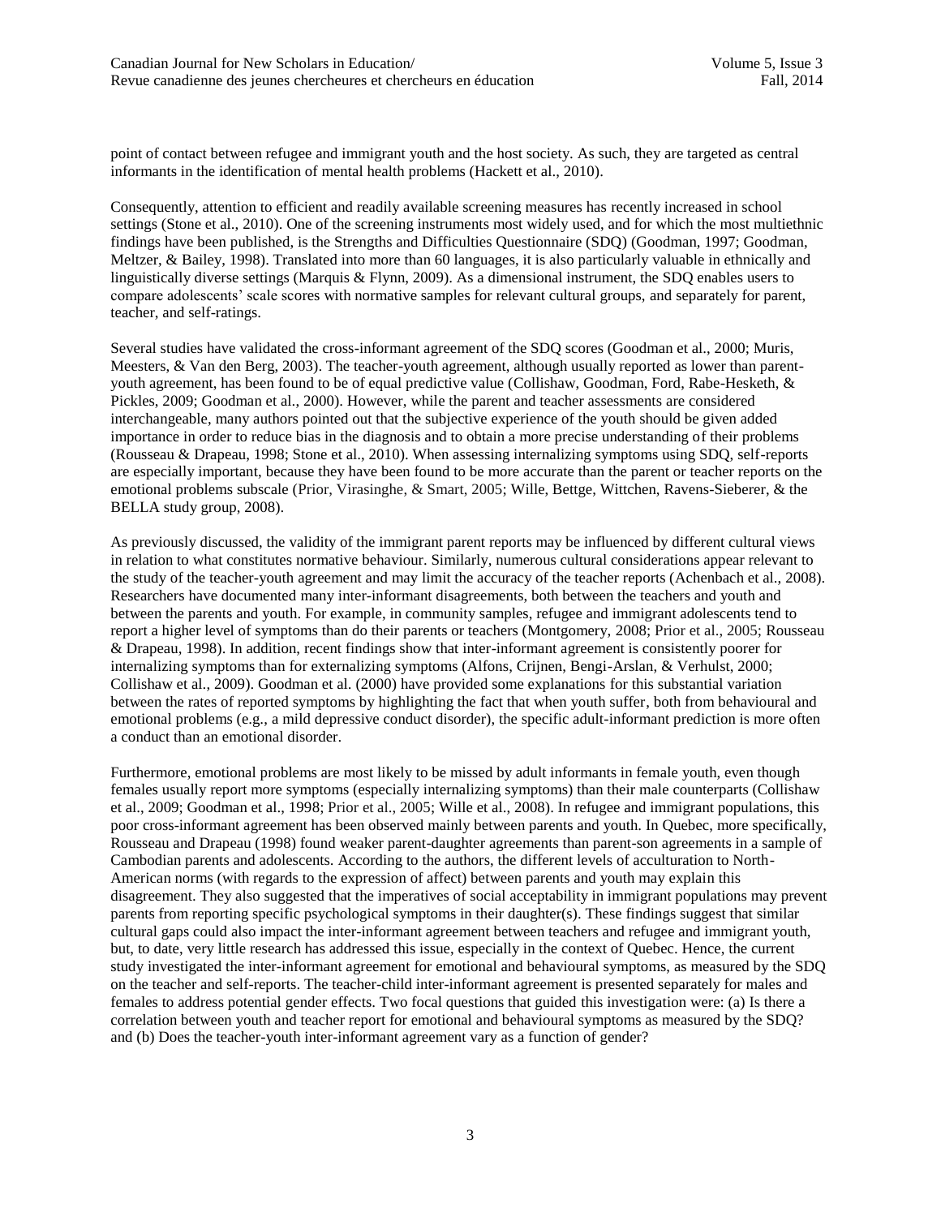point of contact between refugee and immigrant youth and the host society. As such, they are targeted as central informants in the identification of mental health problems (Hackett et al., 2010).

Consequently, attention to efficient and readily available screening measures has recently increased in school settings (Stone et al., 2010). One of the screening instruments most widely used, and for which the most multiethnic findings have been published, is the Strengths and Difficulties Questionnaire (SDQ) (Goodman, 1997; Goodman, Meltzer, & Bailey, 1998). Translated into more than 60 languages, it is also particularly valuable in ethnically and linguistically diverse settings (Marquis & Flynn, 2009). As a dimensional instrument, the SDQ enables users to compare adolescents' scale scores with normative samples for relevant cultural groups, and separately for parent, teacher, and self-ratings.

Several studies have validated the cross-informant agreement of the SDQ scores (Goodman et al., 2000; Muris, Meesters, & Van den Berg, 2003). The teacher-youth agreement, although usually reported as lower than parent-youth agreement, has been found to be of equal predictive value (Collishaw, Goodman, Ford, Rabe-Hesketh, & Pickles, 2009; Goodman et al., 2000). However, while the parent and teacher assessments are considered interchangeable, many authors pointed out that the subjective experience of the youth should be given added importance in order to reduce bias in the diagnosis and to obtain a more precise understanding of their problems (Rousseau & Drapeau, 1998; Stone et al., 2010). When assessing internalizing symptoms using SDQ, self-reports are especially important, because they have been found to be more accurate than the parent or teacher reports on the emotional problems subscale (Prior, Virasinghe, & Smart, 2005; Wille, Bettge, Wittchen, Ravens-Sieberer, & the BELLA study group, 2008).

As previously discussed, the validity of the immigrant parent reports may be influenced by different cultural views in relation to what constitutes normative behaviour. Similarly, numerous cultural considerations appear relevant to the study of the teacher-youth agreement and may limit the accuracy of the teacher reports (Achenbach et al., 2008). Researchers have documented many inter-informant disagreements, both between the teachers and youth and between the parents and youth. For example, in community samples, refugee and immigrant adolescents tend to report a higher level of symptoms than do their parents or teachers (Montgomery, 2008; Prior et al., 2005; Rousseau & Drapeau, 1998). In addition, recent findings show that inter-informant agreement is consistently poorer for internalizing symptoms than for externalizing symptoms (Alfons, Crijnen, Bengi-Arslan, & Verhulst, 2000; Collishaw et al., 2009). Goodman et al. (2000) have provided some explanations for this substantial variation between the rates of reported symptoms by highlighting the fact that when youth suffer, both from behavioural and emotional problems (e.g., a mild depressive conduct disorder), the specific adult-informant prediction is more often a conduct than an emotional disorder.

Furthermore, emotional problems are most likely to be missed by adult informants in female youth, even though females usually report more symptoms (especially internalizing symptoms) than their male counterparts (Collishaw et al., 2009; Goodman et al., 1998; Prior et al., 2005; Wille et al., 2008). In refugee and immigrant populations, this poor cross-informant agreement has been observed mainly between parents and youth. In Quebec, more specifically, Rousseau and Drapeau (1998) found weaker parent-daughter agreements than parent-son agreements in a sample of Cambodian parents and adolescents. According to the authors, the different levels of acculturation to North-American norms (with regards to the expression of affect) between parents and youth may explain this disagreement. They also suggested that the imperatives of social acceptability in immigrant populations may prevent parents from reporting specific psychological symptoms in their daughter(s). These findings suggest that similar cultural gaps could also impact the inter-informant agreement between teachers and refugee and immigrant youth, but, to date, very little research has addressed this issue, especially in the context of Quebec. Hence, the current study investigated the inter-informant agreement for emotional and behavioural symptoms, as measured by the SDQ on the teacher and self-reports. The teacher-child inter-informant agreement is presented separately for males and females to address potential gender effects. Two focal questions that guided this investigation were: (a) Is there a correlation between youth and teacher report for emotional and behavioural symptoms as measured by the SDQ? and (b) Does the teacher-youth inter-informant agreement vary as a function of gender?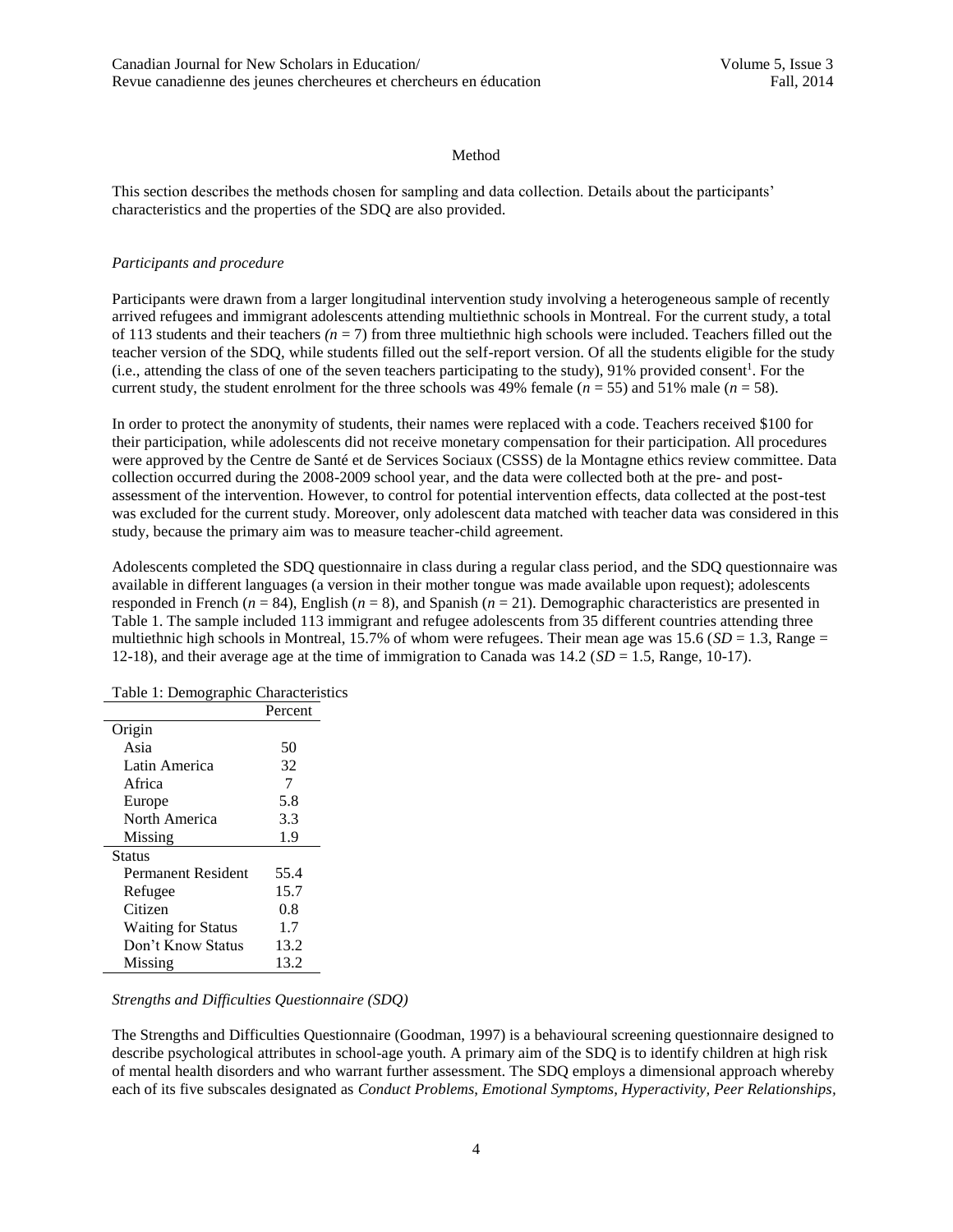## Method

This section describes the methods chosen for sampling and data collection. Details about the participants' characteristics and the properties of the SDQ are also provided.

### *Participants and procedure*

Participants were drawn from a larger longitudinal intervention study involving a heterogeneous sample of recently arrived refugees and immigrant adolescents attending multiethnic schools in Montreal. For the current study, a total of 113 students and their teachers *(n* = 7) from three multiethnic high schools were included. Teachers filled out the teacher version of the SDQ, while students filled out the self-report version. Of all the students eligible for the study (i.e., attending the class of one of the seven teachers participating to the study), 91% provided consent[1]. For the current study, the student enrolment for the three schools was 49% female (*n* = 55) and 51% male (*n* = 58).

In order to protect the anonymity of students, their names were replaced with a code. Teachers received $100 for their participation, while adolescents did not receive monetary compensation for their participation. All procedures were approved by the Centre de Santé et de Services Sociaux (CSSS) de la Montagne ethics review committee. Data collection occurred during the 2008-2009 school year, and the data were collected both at the pre- and post-assessment of the intervention. However, to control for potential intervention effects, data collected at the post-test was excluded for the current study. Moreover, only adolescent data matched with teacher data was considered in this study, because the primary aim was to measure teacher-child agreement.

Adolescents completed the SDQ questionnaire in class during a regular class period, and the SDQ questionnaire was available in different languages (a version in their mother tongue was made available upon request); adolescents responded in French (*n* = 84), English (*n* = 8), and Spanish (*n* = 21). Demographic characteristics are presented in Table 1. The sample included 113 immigrant and refugee adolescents from 35 different countries attending three multiethnic high schools in Montreal, 15.7% of whom were refugees. Their mean age was 15.6 (*SD* = 1.3, Range = 12-18), and their average age at the time of immigration to Canada was 14.2 (*SD* = 1.5, Range, 10-17).

Table 1: Demographic Characteristics

| | Percent |
|---|---|
| Origin | |
| Asia | 50 |
| Latin America | 32 |
| Africa | 7 |
| Europe | 5.8 |
| North America | 3.3 |
| Missing | 1.9 |
| Status | |
| Permanent Resident | 55.4 |
| Refugee | 15.7 |
| Citizen | 0.8 |
| Waiting for Status | 1.7 |
| Don't Know Status | 13.2 |
| Missing | 13.2 |

### *Strengths and Difficulties Questionnaire (SDQ)*

The Strengths and Difficulties Questionnaire (Goodman, 1997) is a behavioural screening questionnaire designed to describe psychological attributes in school-age youth. A primary aim of the SDQ is to identify children at high risk of mental health disorders and who warrant further assessment. The SDQ employs a dimensional approach whereby each of its five subscales designated as *Conduct Problems*, *Emotional Symptoms, Hyperactivity, Peer Relationships,*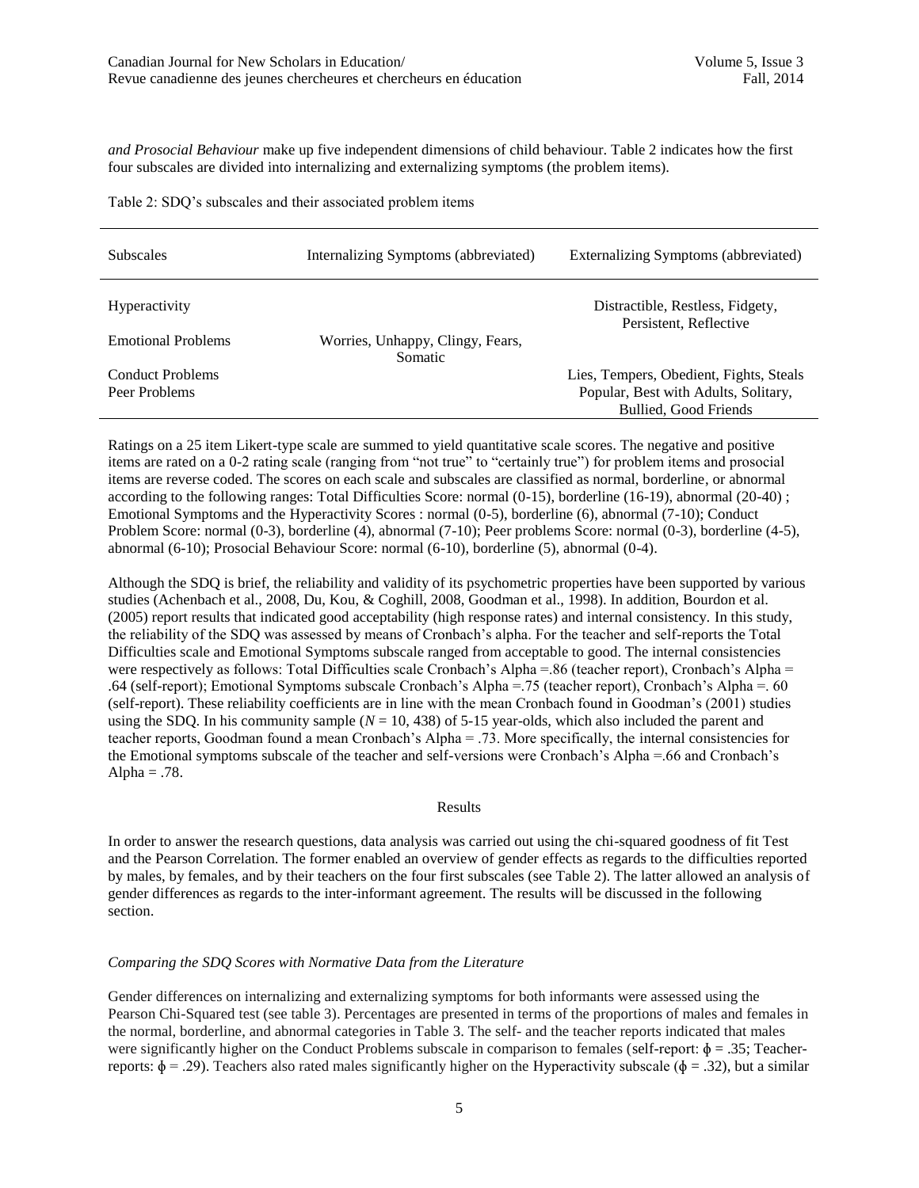*and Prosocial Behaviour* make up five independent dimensions of child behaviour. Table 2 indicates how the first four subscales are divided into internalizing and externalizing symptoms (the problem items).

Table 2: SDQ's subscales and their associated problem items

| Subscales | Internalizing Symptoms (abbreviated) | Externalizing Symptoms (abbreviated) |
|---|---|---|
| Hyperactivity | | Distractible, Restless, Fidgety, Persistent, Reflective |
| Emotional Problems | Worries, Unhappy, Clingy, Fears, Somatic | |
| Conduct Problems | | Lies, Tempers, Obedient, Fights, Steals |
| Peer Problems | | Popular, Best with Adults, Solitary, Bullied, Good Friends |

Ratings on a 25 item Likert-type scale are summed to yield quantitative scale scores. The negative and positive items are rated on a 0-2 rating scale (ranging from "not true" to "certainly true") for problem items and prosocial items are reverse coded. The scores on each scale and subscales are classified as normal, borderline, or abnormal according to the following ranges: Total Difficulties Score: normal (0-15), borderline (16-19), abnormal (20-40) ; Emotional Symptoms and the Hyperactivity Scores : normal (0-5), borderline (6), abnormal (7-10); Conduct Problem Score: normal (0-3), borderline (4), abnormal (7-10); Peer problems Score: normal (0-3), borderline (4-5), abnormal (6-10); Prosocial Behaviour Score: normal (6-10), borderline (5), abnormal (0-4).

Although the SDQ is brief, the reliability and validity of its psychometric properties have been supported by various studies (Achenbach et al., 2008, Du, Kou, & Coghill, 2008, Goodman et al., 1998). In addition, Bourdon et al. (2005) report results that indicated good acceptability (high response rates) and internal consistency. In this study, the reliability of the SDQ was assessed by means of Cronbach's alpha. For the teacher and self-reports the Total Difficulties scale and Emotional Symptoms subscale ranged from acceptable to good. The internal consistencies were respectively as follows: Total Difficulties scale Cronbach's Alpha =.86 (teacher report), Cronbach's Alpha = .64 (self-report); Emotional Symptoms subscale Cronbach's Alpha =.75 (teacher report), Cronbach's Alpha =. 60 (self-report). These reliability coefficients are in line with the mean Cronbach found in Goodman's (2001) studies using the SDQ. In his community sample ($N$ = 10, 438) of 5-15 year-olds, which also included the parent and teacher reports, Goodman found a mean Cronbach's Alpha = .73. More specifically, the internal consistencies for the Emotional symptoms subscale of the teacher and self-versions were Cronbach's Alpha =.66 and Cronbach's Alpha = .78.

## Results

In order to answer the research questions, data analysis was carried out using the chi-squared goodness of fit Test and the Pearson Correlation. The former enabled an overview of gender effects as regards to the difficulties reported by males, by females, and by their teachers on the four first subscales (see Table 2). The latter allowed an analysis of gender differences as regards to the inter-informant agreement. The results will be discussed in the following section.

### *Comparing the SDQ Scores with Normative Data from the Literature*

Gender differences on internalizing and externalizing symptoms for both informants were assessed using the Pearson Chi-Squared test (see table 3). Percentages are presented in terms of the proportions of males and females in the normal, borderline, and abnormal categories in Table 3. The self- and the teacher reports indicated that males were significantly higher on the Conduct Problems subscale in comparison to females (self-report: $\phi$ = .35; Teacher-reports: $\phi$ = .29). Teachers also rated males significantly higher on the Hyperactivity subscale ($\phi$ = .32), but a similar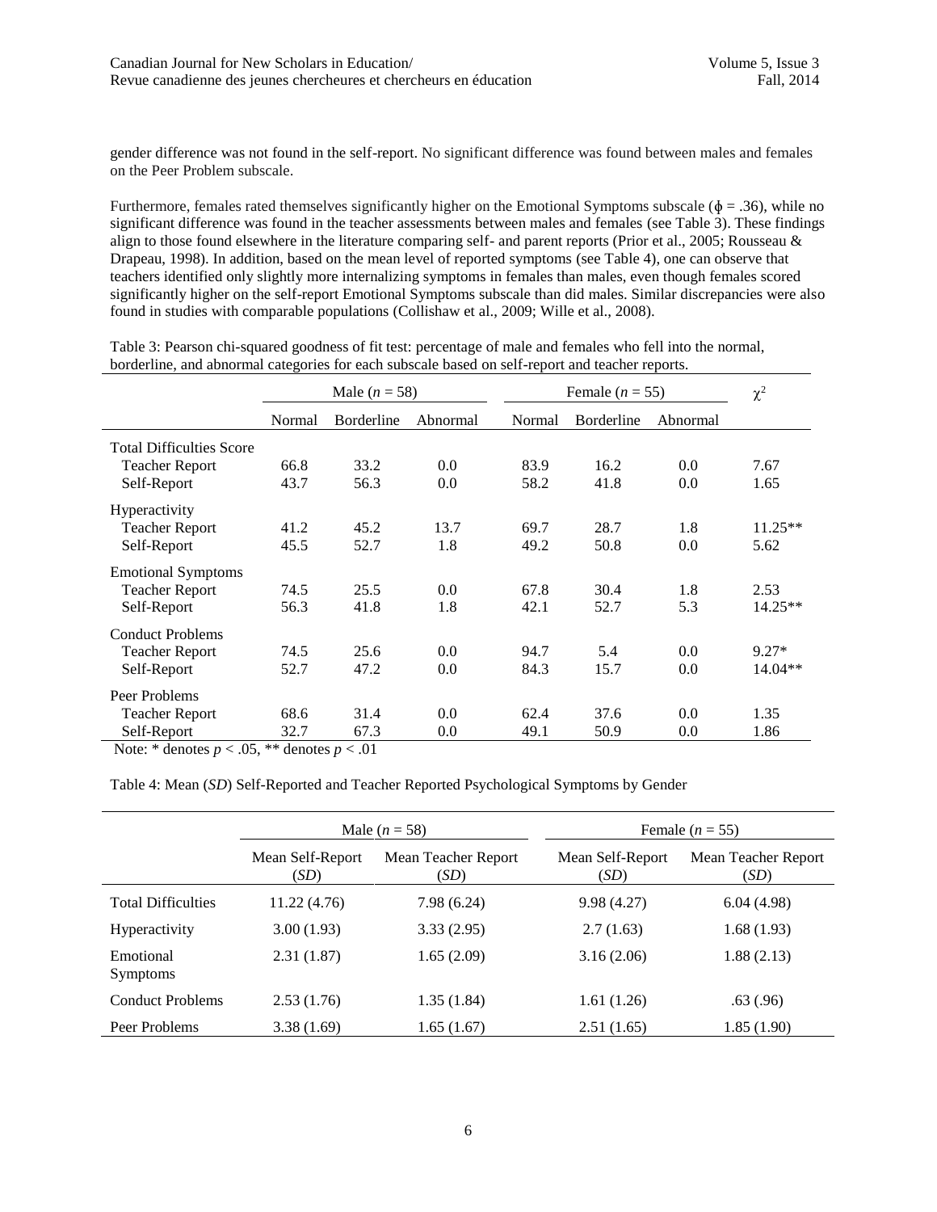gender difference was not found in the self-report. No significant difference was found between males and females on the Peer Problem subscale.

Furthermore, females rated themselves significantly higher on the Emotional Symptoms subscale ($\phi = .36$), while no significant difference was found in the teacher assessments between males and females (see Table 3). These findings align to those found elsewhere in the literature comparing self- and parent reports (Prior et al., 2005; Rousseau & Drapeau, 1998). In addition, based on the mean level of reported symptoms (see Table 4), one can observe that teachers identified only slightly more internalizing symptoms in females than males, even though females scored significantly higher on the self-report Emotional Symptoms subscale than did males. Similar discrepancies were also found in studies with comparable populations (Collishaw et al., 2009; Wille et al., 2008).

Table 3: Pearson chi-squared goodness of fit test: percentage of male and females who fell into the normal, borderline, and abnormal categories for each subscale based on self-report and teacher reports.

| | Male ($n = 58$) | | | Female ($n = 55$) | | | $\chi^2$ |
|---|---|---|---|---|---|---|---|
| | Normal | Borderline | Abnormal | Normal | Borderline | Abnormal | |
| Total Difficulties Score | | | | | | | |
| Teacher Report | 66.8 | 33.2 | 0.0 | 83.9 | 16.2 | 0.0 | 7.67 |
| Self-Report | 43.7 | 56.3 | 0.0 | 58.2 | 41.8 | 0.0 | 1.65 |
| Hyperactivity | | | | | | | |
| Teacher Report | 41.2 | 45.2 | 13.7 | 69.7 | 28.7 | 1.8 | 11.25** |
| Self-Report | 45.5 | 52.7 | 1.8 | 49.2 | 50.8 | 0.0 | 5.62 |
| Emotional Symptoms | | | | | | | |
| Teacher Report | 74.5 | 25.5 | 0.0 | 67.8 | 30.4 | 1.8 | 2.53 |
| Self-Report | 56.3 | 41.8 | 1.8 | 42.1 | 52.7 | 5.3 | 14.25** |
| Conduct Problems | | | | | | | |
| Teacher Report | 74.5 | 25.6 | 0.0 | 94.7 | 5.4 | 0.0 | 9.27* |
| Self-Report | 52.7 | 47.2 | 0.0 | 84.3 | 15.7 | 0.0 | 14.04** |
| Peer Problems | | | | | | | |
| Teacher Report | 68.6 | 31.4 | 0.0 | 62.4 | 37.6 | 0.0 | 1.35 |
| Self-Report | 32.7 | 67.3 | 0.0 | 49.1 | 50.9 | 0.0 | 1.86 |

Note: * denotes $p < .05$, ** denotes $p < .01$

Table 4: Mean (*SD*) Self-Reported and Teacher Reported Psychological Symptoms by Gender

| | Male ($n = 58$) | | Female ($n = 55$) | |
|---|---|---|---|---|
| | Mean Self-Report (*SD*) | Mean Teacher Report (*SD*) | Mean Self-Report (*SD*) | Mean Teacher Report (*SD*) |
| Total Difficulties | 11.22 (4.76) | 7.98 (6.24) | 9.98 (4.27) | 6.04 (4.98) |
| Hyperactivity | 3.00 (1.93) | 3.33 (2.95) | 2.7 (1.63) | 1.68 (1.93) |
| Emotional Symptoms | 2.31 (1.87) | 1.65 (2.09) | 3.16 (2.06) | 1.88 (2.13) |
| Conduct Problems | 2.53 (1.76) | 1.35 (1.84) | 1.61 (1.26) | .63 (.96) |
| Peer Problems | 3.38 (1.69) | 1.65 (1.67) | 2.51 (1.65) | 1.85 (1.90) |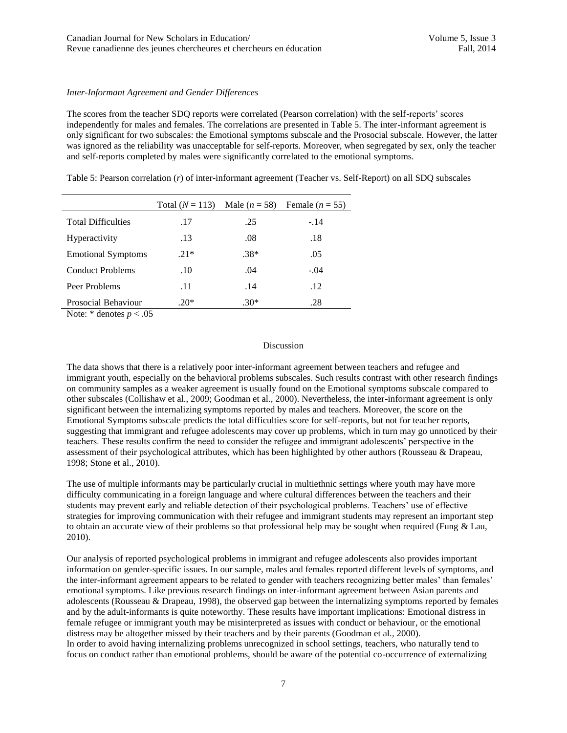### *Inter-Informant Agreement and Gender Differences*

The scores from the teacher SDQ reports were correlated (Pearson correlation) with the self-reports' scores independently for males and females. The correlations are presented in Table 5. The inter-informant agreement is only significant for two subscales: the Emotional symptoms subscale and the Prosocial subscale. However, the latter was ignored as the reliability was unacceptable for self-reports. Moreover, when segregated by sex, only the teacher and self-reports completed by males were significantly correlated to the emotional symptoms.

Table 5: Pearson correlation (*r*) of inter-informant agreement (Teacher vs. Self-Report) on all SDQ subscales

| | Total ($N = 113$) | Male ($n = 58$) | Female ($n = 55$) |
|---|---|---|---|
| Total Difficulties | .17 | .25 | -.14 |
| Hyperactivity | .13 | .08 | .18 |
| Emotional Symptoms | .21* | .38* | .05 |
| Conduct Problems | .10 | .04 | -.04 |
| Peer Problems | .11 | .14 | .12 |
| Prosocial Behaviour | .20* | .30* | .28 |

Note: * denotes $p < .05$

## Discussion

The data shows that there is a relatively poor inter-informant agreement between teachers and refugee and immigrant youth, especially on the behavioral problems subscales. Such results contrast with other research findings on community samples as a weaker agreement is usually found on the Emotional symptoms subscale compared to other subscales (Collishaw et al., 2009; Goodman et al., 2000). Nevertheless, the inter-informant agreement is only significant between the internalizing symptoms reported by males and teachers. Moreover, the score on the Emotional Symptoms subscale predicts the total difficulties score for self-reports, but not for teacher reports, suggesting that immigrant and refugee adolescents may cover up problems, which in turn may go unnoticed by their teachers. These results confirm the need to consider the refugee and immigrant adolescents' perspective in the assessment of their psychological attributes, which has been highlighted by other authors (Rousseau & Drapeau, 1998; Stone et al., 2010).

The use of multiple informants may be particularly crucial in multiethnic settings where youth may have more difficulty communicating in a foreign language and where cultural differences between the teachers and their students may prevent early and reliable detection of their psychological problems. Teachers' use of effective strategies for improving communication with their refugee and immigrant students may represent an important step to obtain an accurate view of their problems so that professional help may be sought when required (Fung & Lau, 2010).

Our analysis of reported psychological problems in immigrant and refugee adolescents also provides important information on gender-specific issues. In our sample, males and females reported different levels of symptoms, and the inter-informant agreement appears to be related to gender with teachers recognizing better males' than females' emotional symptoms. Like previous research findings on inter-informant agreement between Asian parents and adolescents (Rousseau & Drapeau, 1998), the observed gap between the internalizing symptoms reported by females and by the adult-informants is quite noteworthy. These results have important implications: Emotional distress in female refugee or immigrant youth may be misinterpreted as issues with conduct or behaviour, or the emotional distress may be altogether missed by their teachers and by their parents (Goodman et al., 2000).

In order to avoid having internalizing problems unrecognized in school settings, teachers, who naturally tend to focus on conduct rather than emotional problems, should be aware of the potential co-occurrence of externalizing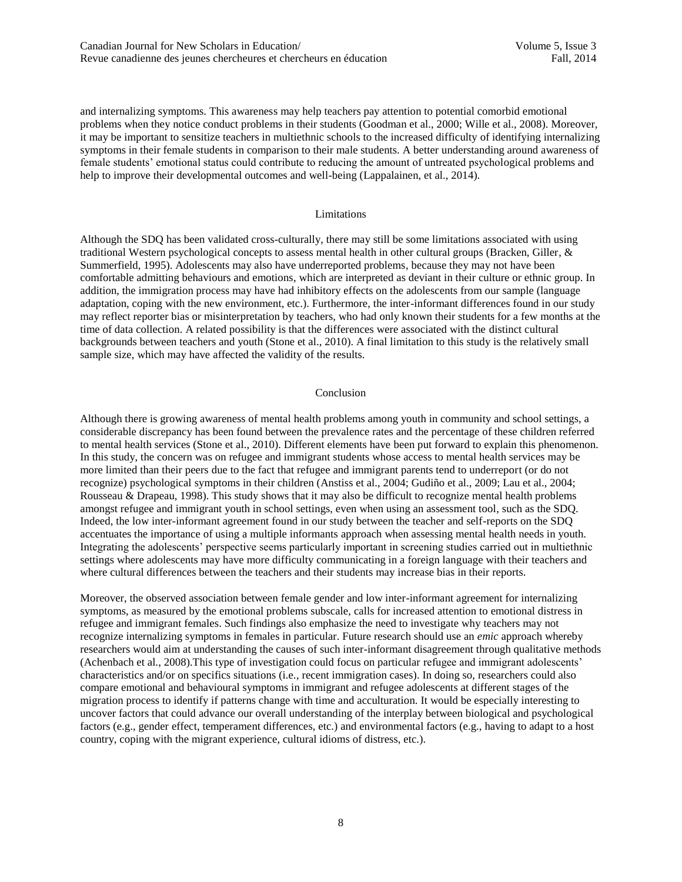and internalizing symptoms. This awareness may help teachers pay attention to potential comorbid emotional problems when they notice conduct problems in their students (Goodman et al., 2000; Wille et al., 2008). Moreover, it may be important to sensitize teachers in multiethnic schools to the increased difficulty of identifying internalizing symptoms in their female students in comparison to their male students. A better understanding around awareness of female students' emotional status could contribute to reducing the amount of untreated psychological problems and help to improve their developmental outcomes and well-being (Lappalainen, et al., 2014).

## Limitations

Although the SDQ has been validated cross-culturally, there may still be some limitations associated with using traditional Western psychological concepts to assess mental health in other cultural groups (Bracken, Giller, & Summerfield, 1995). Adolescents may also have underreported problems, because they may not have been comfortable admitting behaviours and emotions, which are interpreted as deviant in their culture or ethnic group. In addition, the immigration process may have had inhibitory effects on the adolescents from our sample (language adaptation, coping with the new environment, etc.). Furthermore, the inter-informant differences found in our study may reflect reporter bias or misinterpretation by teachers, who had only known their students for a few months at the time of data collection. A related possibility is that the differences were associated with the distinct cultural backgrounds between teachers and youth (Stone et al., 2010). A final limitation to this study is the relatively small sample size, which may have affected the validity of the results.

## Conclusion

Although there is growing awareness of mental health problems among youth in community and school settings, a considerable discrepancy has been found between the prevalence rates and the percentage of these children referred to mental health services (Stone et al., 2010). Different elements have been put forward to explain this phenomenon. In this study, the concern was on refugee and immigrant students whose access to mental health services may be more limited than their peers due to the fact that refugee and immigrant parents tend to underreport (or do not recognize) psychological symptoms in their children (Anstiss et al., 2004; Gudiño et al., 2009; Lau et al., 2004; Rousseau & Drapeau, 1998). This study shows that it may also be difficult to recognize mental health problems amongst refugee and immigrant youth in school settings, even when using an assessment tool, such as the SDQ. Indeed, the low inter-informant agreement found in our study between the teacher and self-reports on the SDQ accentuates the importance of using a multiple informants approach when assessing mental health needs in youth. Integrating the adolescents' perspective seems particularly important in screening studies carried out in multiethnic settings where adolescents may have more difficulty communicating in a foreign language with their teachers and where cultural differences between the teachers and their students may increase bias in their reports.

Moreover, the observed association between female gender and low inter-informant agreement for internalizing symptoms, as measured by the emotional problems subscale, calls for increased attention to emotional distress in refugee and immigrant females. Such findings also emphasize the need to investigate why teachers may not recognize internalizing symptoms in females in particular. Future research should use an *emic* approach whereby researchers would aim at understanding the causes of such inter-informant disagreement through qualitative methods (Achenbach et al., 2008).This type of investigation could focus on particular refugee and immigrant adolescents' characteristics and/or on specifics situations (i.e., recent immigration cases). In doing so, researchers could also compare emotional and behavioural symptoms in immigrant and refugee adolescents at different stages of the migration process to identify if patterns change with time and acculturation. It would be especially interesting to uncover factors that could advance our overall understanding of the interplay between biological and psychological factors (e.g., gender effect, temperament differences, etc.) and environmental factors (e.g., having to adapt to a host country, coping with the migrant experience, cultural idioms of distress, etc.).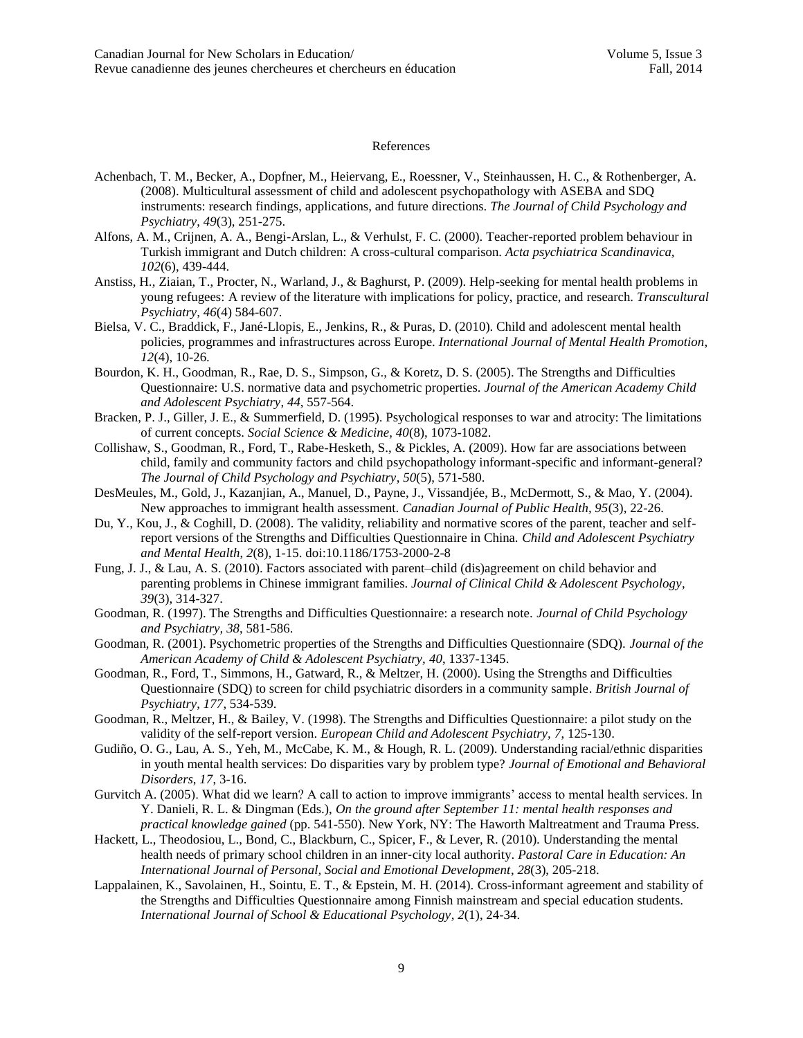# References

Achenbach, T. M., Becker, A., Dopfner, M., Heiervang, E., Roessner, V., Steinhaussen, H. C., & Rothenberger, A. (2008). Multicultural assessment of child and adolescent psychopathology with ASEBA and SDQ instruments: research findings, applications, and future directions. *The Journal of Child Psychology and Psychiatry*, *49*(3), 251-275.

Alfons, A. M., Crijnen, A. A., Bengi-Arslan, L., & Verhulst, F. C. (2000). Teacher-reported problem behaviour in Turkish immigrant and Dutch children: A cross-cultural comparison. *Acta psychiatrica Scandinavica, 102*(6), 439-444.

Anstiss, H., Ziaian, T., Procter, N., Warland, J., & Baghurst, P. (2009). Help-seeking for mental health problems in young refugees: A review of the literature with implications for policy, practice, and research. *Transcultural Psychiatry*, *46*(4) 584-607.

Bielsa, V. C., Braddick, F., Jané-Llopis, E., Jenkins, R., & Puras, D. (2010). Child and adolescent mental health policies, programmes and infrastructures across Europe. *International Journal of Mental Health Promotion*, *12*(4), 10-26.

Bourdon, K. H., Goodman, R., Rae, D. S., Simpson, G., & Koretz, D. S. (2005). The Strengths and Difficulties Questionnaire: U.S. normative data and psychometric properties. *Journal of the American Academy Child and Adolescent Psychiatry, 44*, 557-564.

Bracken, P. J., Giller, J. E., & Summerfield, D. (1995). Psychological responses to war and atrocity: The limitations of current concepts. *Social Science & Medicine, 40*(8), 1073-1082.

Collishaw, S., Goodman, R., Ford, T., Rabe-Hesketh, S., & Pickles, A. (2009). How far are associations between child, family and community factors and child psychopathology informant-specific and informant-general? *The Journal of Child Psychology and Psychiatry*, *50*(5), 571-580.

DesMeules, M., Gold, J., Kazanjian, A., Manuel, D., Payne, J., Vissandjée, B., McDermott, S., & Mao, Y. (2004). New approaches to immigrant health assessment. *Canadian Journal of Public Health, 95*(3), 22-26.

Du, Y., Kou, J., & Coghill, D. (2008). The validity, reliability and normative scores of the parent, teacher and self-report versions of the Strengths and Difficulties Questionnaire in China*. Child and Adolescent Psychiatry and Mental Health, 2*(8), 1-15. doi:10.1186/1753-2000-2-8

Fung, J. J., & Lau, A. S. (2010). Factors associated with parent–child (dis)agreement on child behavior and parenting problems in Chinese immigrant families. *Journal of Clinical Child & Adolescent Psychology*, *39*(3), 314-327.

Goodman, R. (1997). The Strengths and Difficulties Questionnaire: a research note. *Journal of Child Psychology and Psychiatry, 38*, 581-586.

Goodman, R. (2001). Psychometric properties of the Strengths and Difficulties Questionnaire (SDQ). *Journal of the American Academy of Child & Adolescent Psychiatry, 40*, 1337-1345.

Goodman, R., Ford, T., Simmons, H., Gatward, R., & Meltzer, H. (2000). Using the Strengths and Difficulties Questionnaire (SDQ) to screen for child psychiatric disorders in a community sample. *British Journal of Psychiatry*, *177*, 534-539.

Goodman, R., Meltzer, H., & Bailey, V. (1998). The Strengths and Difficulties Questionnaire: a pilot study on the validity of the self-report version. *European Child and Adolescent Psychiatry, 7*, 125-130.

Gudiño, O. G., Lau, A. S., Yeh, M., McCabe, K. M., & Hough, R. L. (2009). Understanding racial/ethnic disparities in youth mental health services: Do disparities vary by problem type? *Journal of Emotional and Behavioral Disorders, 17*, 3-16.

Gurvitch A. (2005). What did we learn? A call to action to improve immigrants' access to mental health services. In Y. Danieli, R. L. & Dingman (Eds.), *On the ground after September 11: mental health responses and practical knowledge gained* (pp. 541-550). New York, NY: The Haworth Maltreatment and Trauma Press.

Hackett, L., Theodosiou, L., Bond, C., Blackburn, C., Spicer, F., & Lever, R. (2010). Understanding the mental health needs of primary school children in an inner-city local authority. *Pastoral Care in Education: An International Journal of Personal, Social and Emotional Development*, *28*(3), 205-218.

Lappalainen, K., Savolainen, H., Sointu, E. T., & Epstein, M. H. (2014). Cross-informant agreement and stability of the Strengths and Difficulties Questionnaire among Finnish mainstream and special education students. *International Journal of School & Educational Psychology*, *2*(1), 24-34.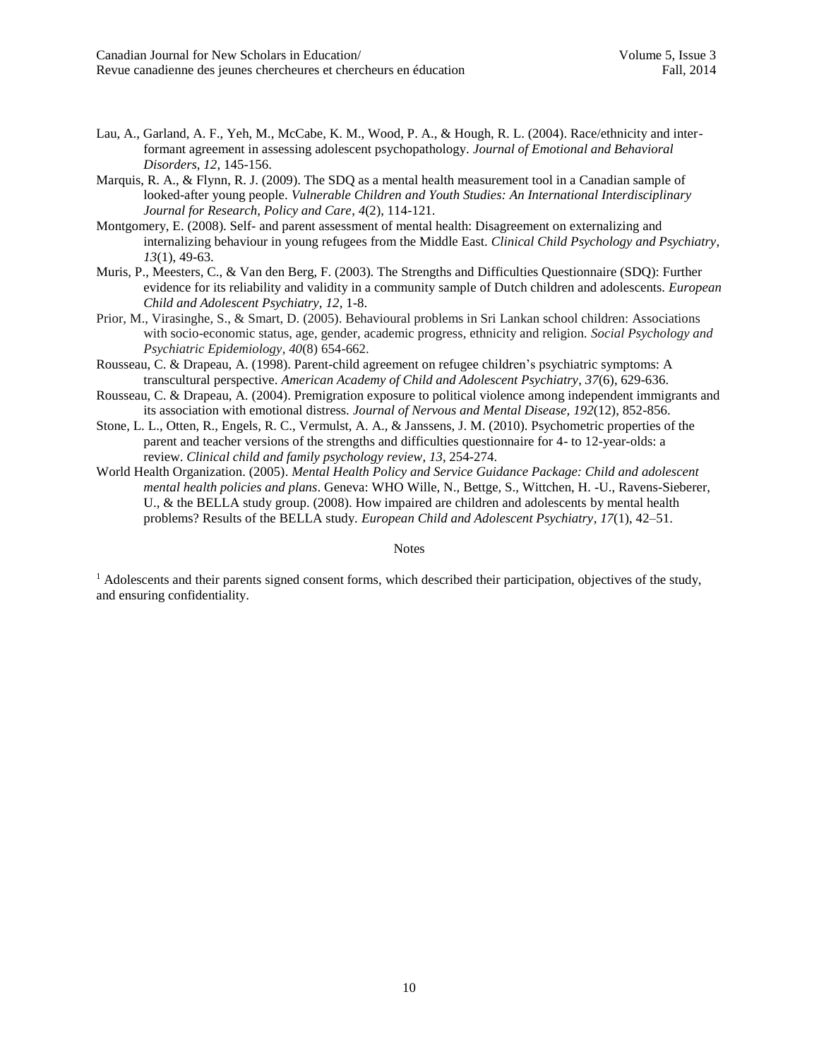Lau, A., Garland, A. F., Yeh, M., McCabe, K. M., Wood, P. A., & Hough, R. L. (2004). Race/ethnicity and inter-formant agreement in assessing adolescent psychopathology. *Journal of Emotional and Behavioral Disorders, 12*, 145-156.

Marquis, R. A., & Flynn, R. J. (2009). The SDQ as a mental health measurement tool in a Canadian sample of looked-after young people. *Vulnerable Children and Youth Studies: An International Interdisciplinary Journal for Research, Policy and Care*, *4*(2), 114-121.

Montgomery, E. (2008). Self- and parent assessment of mental health: Disagreement on externalizing and internalizing behaviour in young refugees from the Middle East. *Clinical Child Psychology and Psychiatry, 13*(1), 49-63.

Muris, P., Meesters, C., & Van den Berg, F. (2003). The Strengths and Difficulties Questionnaire (SDQ): Further evidence for its reliability and validity in a community sample of Dutch children and adolescents. *European Child and Adolescent Psychiatry, 12*, 1-8.

Prior, M., Virasinghe, S., & Smart, D. (2005). Behavioural problems in Sri Lankan school children: Associations with socio-economic status, age, gender, academic progress, ethnicity and religion. *Social Psychology and Psychiatric Epidemiology*, *40*(8) 654-662.

Rousseau, C. & Drapeau, A. (1998). Parent-child agreement on refugee children's psychiatric symptoms: A transcultural perspective. *American Academy of Child and Adolescent Psychiatry, 37*(6), 629-636.

Rousseau, C. & Drapeau, A. (2004). Premigration exposure to political violence among independent immigrants and its association with emotional distress. *Journal of Nervous and Mental Disease, 192*(12), 852-856.

Stone, L. L., Otten, R., Engels, R. C., Vermulst, A. A., & Janssens, J. M. (2010). Psychometric properties of the parent and teacher versions of the strengths and difficulties questionnaire for 4- to 12-year-olds: a review. *Clinical child and family psychology review*, *13*, 254-274.

World Health Organization. (2005). *Mental Health Policy and Service Guidance Package: Child and adolescent mental health policies and plans*. Geneva: WHO Wille, N., Bettge, S., Wittchen, H. -U., Ravens-Sieberer, U., & the BELLA study group. (2008). How impaired are children and adolescents by mental health problems? Results of the BELLA study. *European Child and Adolescent Psychiatry*, *17*(1), 42–51.

Notes

[1] Adolescents and their parents signed consent forms, which described their participation, objectives of the study, and ensuring confidentiality.